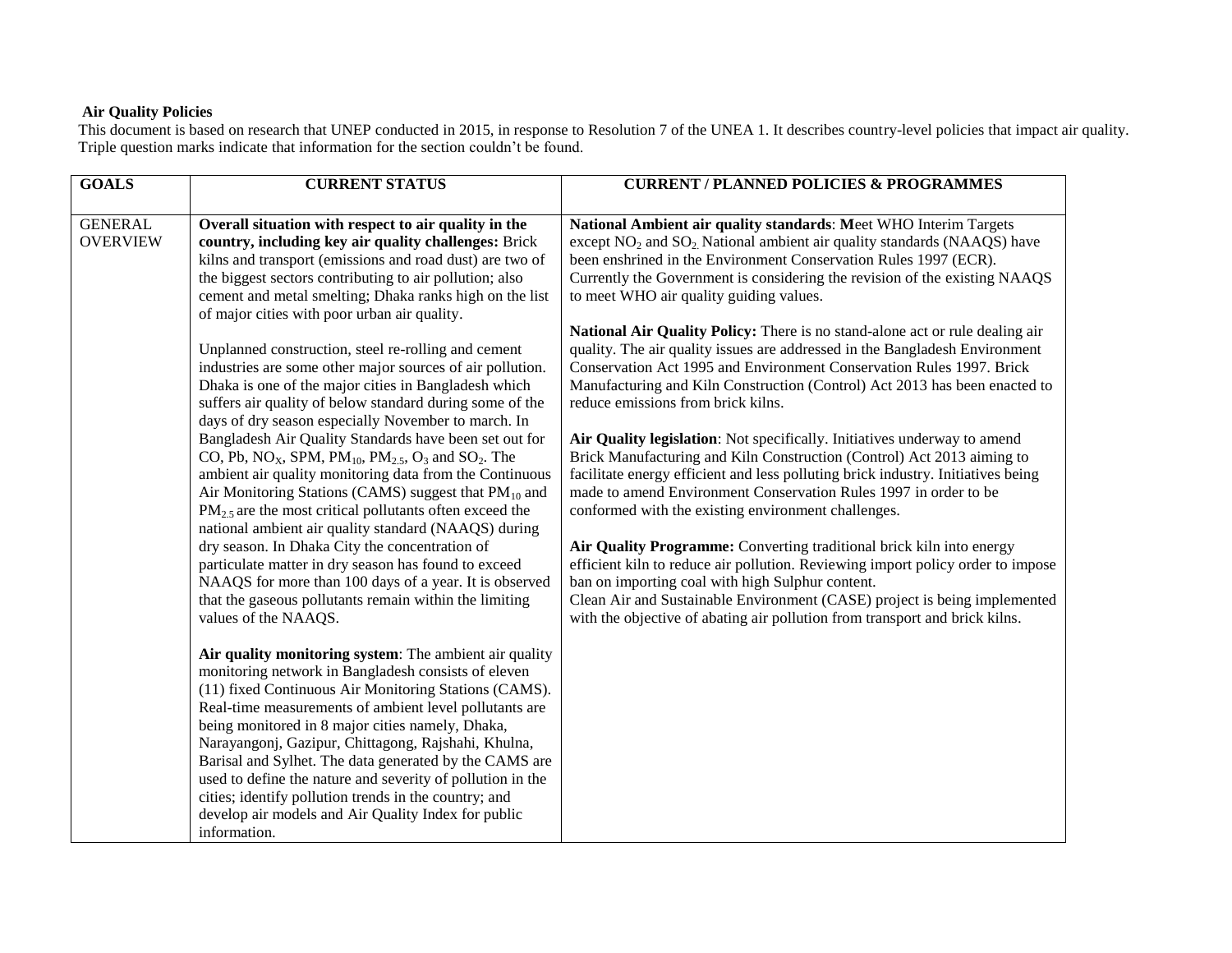**Air Quality Policies**

This document is based on research that UNEP conducted in 2015, in response to Resolution 7 of the UNEA 1. It describes country-level policies that impact air quality. Triple question marks indicate that information for the section couldn't be found.

| GOALS | CURRENT STATUS | CURRENT / PLANNED POLICIES & PROGRAMMES |
|---|---|---|
| GENERAL OVERVIEW | **Overall situation with respect to air quality in the country, including key air quality challenges:** Brick kilns and transport (emissions and road dust) are two of the biggest sectors contributing to air pollution; also cement and metal smelting; Dhaka ranks high on the list of major cities with poor urban air quality.<br><br>Unplanned construction, steel re-rolling and cement industries are some other major sources of air pollution. Dhaka is one of the major cities in Bangladesh which suffers air quality of below standard during some of the days of dry season especially November to march. In Bangladesh Air Quality Standards have been set out for CO, Pb, $NO_X$, SPM, $PM_{10}$, $PM_{2.5}$, $O_3$ and $SO_2$. The ambient air quality monitoring data from the Continuous Air Monitoring Stations (CAMS) suggest that $PM_{10}$ and $PM_{2.5}$ are the most critical pollutants often exceed the national ambient air quality standard (NAAQS) during dry season. In Dhaka City the concentration of particulate matter in dry season has found to exceed NAAQS for more than 100 days of a year. It is observed that the gaseous pollutants remain within the limiting values of the NAAQS.<br><br>**Air quality monitoring system**: The ambient air quality monitoring network in Bangladesh consists of eleven (11) fixed Continuous Air Monitoring Stations (CAMS). Real-time measurements of ambient level pollutants are being monitored in 8 major cities namely, Dhaka, Narayangonj, Gazipur, Chittagong, Rajshahi, Khulna, Barisal and Sylhet. The data generated by the CAMS are used to define the nature and severity of pollution in the cities; identify pollution trends in the country; and develop air models and Air Quality Index for public information. | **National Ambient air quality standards**: **M**eet WHO Interim Targets except $NO_2$ and $SO_2$. National ambient air quality standards (NAAQS) have been enshrined in the Environment Conservation Rules 1997 (ECR). Currently the Government is considering the revision of the existing NAAQS to meet WHO air quality guiding values.<br><br>**National Air Quality Policy:** There is no stand-alone act or rule dealing air quality. The air quality issues are addressed in the Bangladesh Environment Conservation Act 1995 and Environment Conservation Rules 1997. Brick Manufacturing and Kiln Construction (Control) Act 2013 has been enacted to reduce emissions from brick kilns.<br><br>**Air Quality legislation**: Not specifically. Initiatives underway to amend Brick Manufacturing and Kiln Construction (Control) Act 2013 aiming to facilitate energy efficient and less polluting brick industry. Initiatives being made to amend Environment Conservation Rules 1997 in order to be conformed with the existing environment challenges.<br><br>**Air Quality Programme:** Converting traditional brick kiln into energy efficient kiln to reduce air pollution. Reviewing import policy order to impose ban on importing coal with high Sulphur content.<br>Clean Air and Sustainable Environment (CASE) project is being implemented with the objective of abating air pollution from transport and brick kilns. |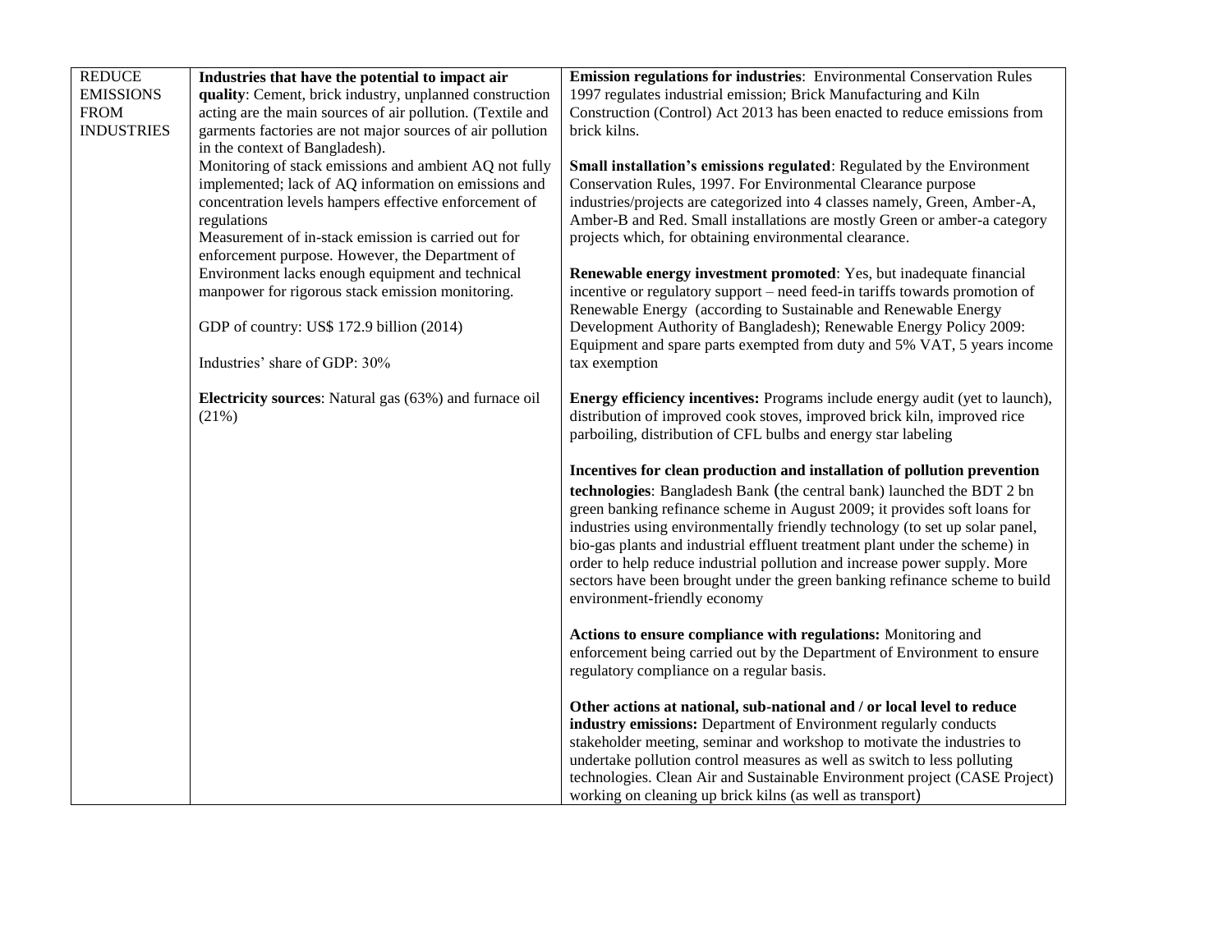| | | |
|---|---|---|
| REDUCE EMISSIONS FROM INDUSTRIES | **Industries that have the potential to impact air quality**: Cement, brick industry, unplanned construction acting are the main sources of air pollution. (Textile and garments factories are not major sources of air pollution in the context of Bangladesh).<br>Monitoring of stack emissions and ambient AQ not fully implemented; lack of AQ information on emissions and concentration levels hampers effective enforcement of regulations<br>Measurement of in-stack emission is carried out for enforcement purpose. However, the Department of Environment lacks enough equipment and technical manpower for rigorous stack emission monitoring.<br><br>GDP of country: US$ 172.9 billion (2014)<br><br>Industries' share of GDP: 30%<br><br>**Electricity sources**: Natural gas (63%) and furnace oil (21%) | **Emission regulations for industries**: Environmental Conservation Rules 1997 regulates industrial emission; Brick Manufacturing and Kiln Construction (Control) Act 2013 has been enacted to reduce emissions from brick kilns.<br><br>**Small installation's emissions regulated**: Regulated by the Environment Conservation Rules, 1997. For Environmental Clearance purpose industries/projects are categorized into 4 classes namely, Green, Amber-A, Amber-B and Red. Small installations are mostly Green or amber-a category projects which, for obtaining environmental clearance.<br><br>**Renewable energy investment promoted**: Yes, but inadequate financial incentive or regulatory support – need feed-in tariffs towards promotion of Renewable Energy (according to Sustainable and Renewable Energy Development Authority of Bangladesh); Renewable Energy Policy 2009: Equipment and spare parts exempted from duty and 5% VAT, 5 years income tax exemption<br><br>**Energy efficiency incentives:** Programs include energy audit (yet to launch), distribution of improved cook stoves, improved brick kiln, improved rice parboiling, distribution of CFL bulbs and energy star labeling<br><br>**Incentives for clean production and installation of pollution prevention technologies**: Bangladesh Bank (the central bank) launched the BDT 2 bn green banking refinance scheme in August 2009; it provides soft loans for industries using environmentally friendly technology (to set up solar panel, bio-gas plants and industrial effluent treatment plant under the scheme) in order to help reduce industrial pollution and increase power supply. More sectors have been brought under the green banking refinance scheme to build environment-friendly economy<br><br>**Actions to ensure compliance with regulations:** Monitoring and enforcement being carried out by the Department of Environment to ensure regulatory compliance on a regular basis.<br><br>**Other actions at national, sub-national and / or local level to reduce industry emissions:** Department of Environment regularly conducts stakeholder meeting, seminar and workshop to motivate the industries to undertake pollution control measures as well as switch to less polluting technologies. Clean Air and Sustainable Environment project (CASE Project) working on cleaning up brick kilns (as well as transport) |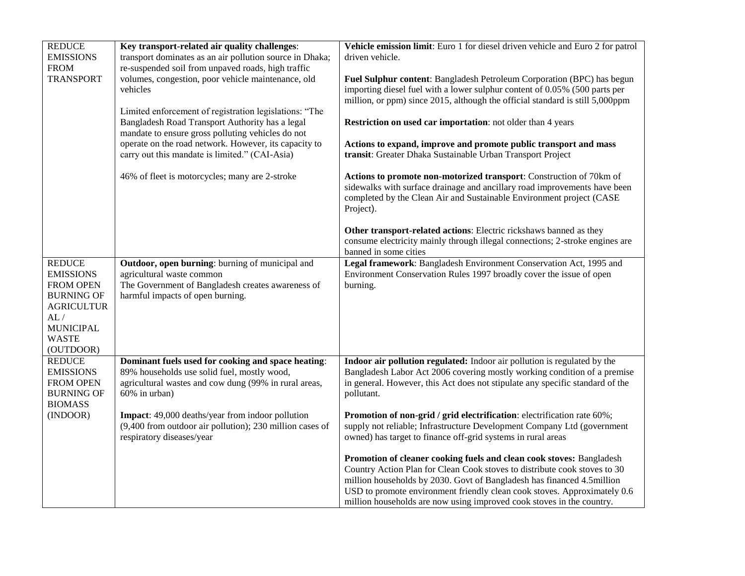| REDUCE EMISSIONS FROM TRANSPORT | **Key transport-related air quality challenges**: transport dominates as an air pollution source in Dhaka; re-suspended soil from unpaved roads, high traffic volumes, congestion, poor vehicle maintenance, old vehicles<br><br>Limited enforcement of registration legislations: "The Bangladesh Road Transport Authority has a legal mandate to ensure gross polluting vehicles do not operate on the road network. However, its capacity to carry out this mandate is limited." (CAI-Asia)<br><br>46% of fleet is motorcycles; many are 2-stroke | **Vehicle emission limit**: Euro 1 for diesel driven vehicle and Euro 2 for patrol driven vehicle.<br><br>**Fuel Sulphur content**: Bangladesh Petroleum Corporation (BPC) has begun importing diesel fuel with a lower sulphur content of 0.05% (500 parts per million, or ppm) since 2015, although the official standard is still 5,000ppm<br><br>**Restriction on used car importation**: not older than 4 years<br><br>**Actions to expand, improve and promote public transport and mass transit**: Greater Dhaka Sustainable Urban Transport Project<br><br>**Actions to promote non-motorized transport**: Construction of 70km of sidewalks with surface drainage and ancillary road improvements have been completed by the Clean Air and Sustainable Environment project (CASE Project).<br><br>**Other transport-related actions**: Electric rickshaws banned as they consume electricity mainly through illegal connections; 2-stroke engines are banned in some cities |
|---|---|---|
| REDUCE EMISSIONS FROM OPEN BURNING OF AGRICULTURAL / MUNICIPAL WASTE (OUTDOOR) | **Outdoor, open burning**: burning of municipal and agricultural waste common<br>The Government of Bangladesh creates awareness of harmful impacts of open burning. | **Legal framework**: Bangladesh Environment Conservation Act, 1995 and Environment Conservation Rules 1997 broadly cover the issue of open burning. |
| REDUCE EMISSIONS FROM OPEN BURNING OF BIOMASS (INDOOR) | **Dominant fuels used for cooking and space heating**: 89% households use solid fuel, mostly wood, agricultural wastes and cow dung (99% in rural areas, 60% in urban)<br><br>**Impact**: 49,000 deaths/year from indoor pollution (9,400 from outdoor air pollution); 230 million cases of respiratory diseases/year | **Indoor air pollution regulated:** Indoor air pollution is regulated by the Bangladesh Labor Act 2006 covering mostly working condition of a premise in general. However, this Act does not stipulate any specific standard of the pollutant.<br><br>**Promotion of non-grid / grid electrification**: electrification rate 60%; supply not reliable; Infrastructure Development Company Ltd (government owned) has target to finance off-grid systems in rural areas<br><br>**Promotion of cleaner cooking fuels and clean cook stoves:** Bangladesh Country Action Plan for Clean Cook stoves to distribute cook stoves to 30 million households by 2030. Govt of Bangladesh has financed 4.5million USD to promote environment friendly clean cook stoves. Approximately 0.6 million households are now using improved cook stoves in the country. |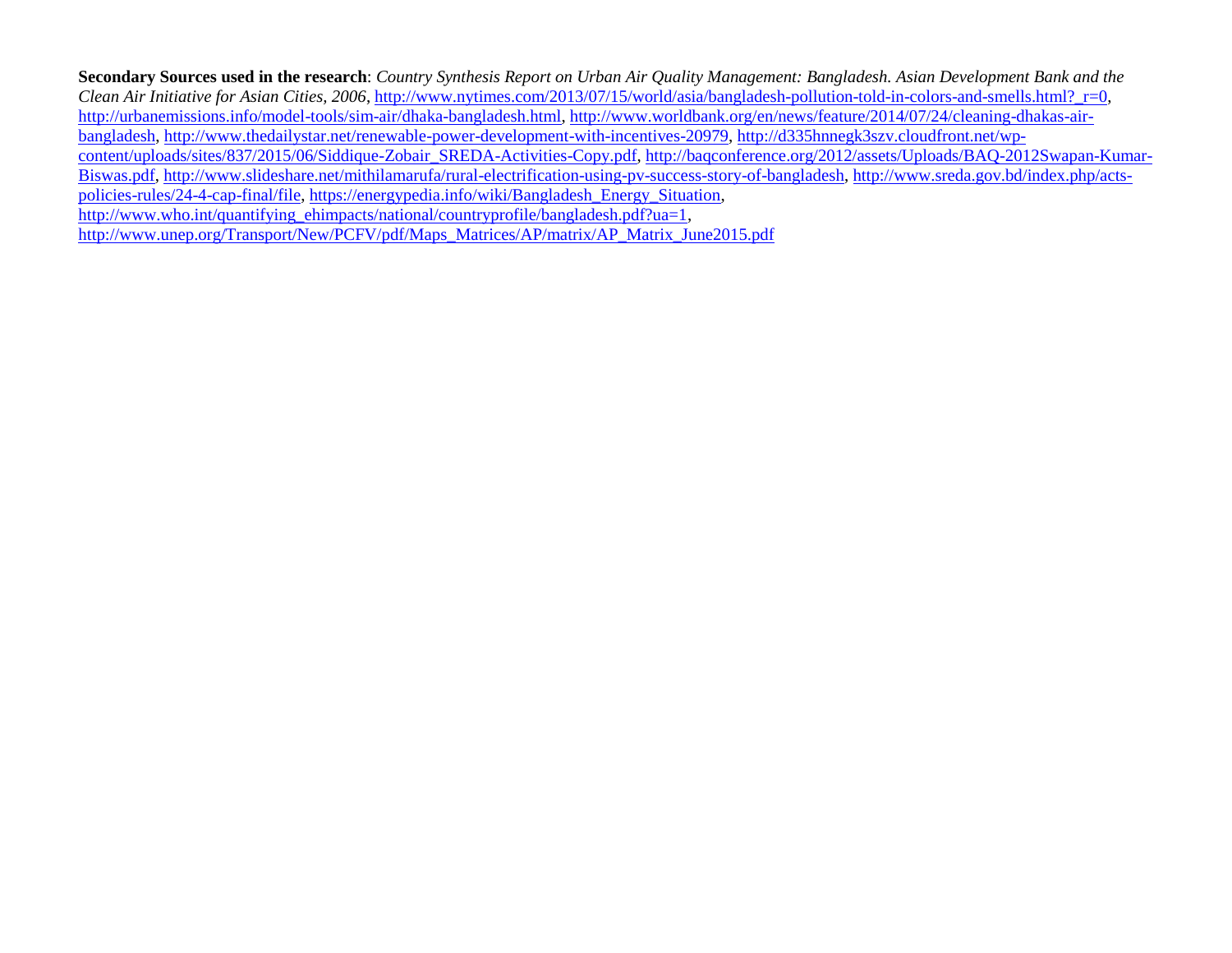**Secondary Sources used in the research**: *Country Synthesis Report on Urban Air Quality Management: Bangladesh. Asian Development Bank and the Clean Air Initiative for Asian Cities, 2006*, http://www.nytimes.com/2013/07/15/world/asia/bangladesh-pollution-told-in-colors-and-smells.html?_r=0, http://urbanemissions.info/model-tools/sim-air/dhaka-bangladesh.html, http://www.worldbank.org/en/news/feature/2014/07/24/cleaning-dhakas-air-bangladesh, http://www.thedailystar.net/renewable-power-development-with-incentives-20979, http://d335hnnegk3szv.cloudfront.net/wp-content/uploads/sites/837/2015/06/Siddique-Zobair_SREDA-Activities-Copy.pdf, http://baqconference.org/2012/assets/Uploads/BAQ-2012Swapan-Kumar-Biswas.pdf, http://www.slideshare.net/mithilamarufa/rural-electrification-using-pv-success-story-of-bangladesh, http://www.sreda.gov.bd/index.php/acts-policies-rules/24-4-cap-final/file, https://energypedia.info/wiki/Bangladesh_Energy_Situation, http://www.who.int/quantifying_ehimpacts/national/countryprofile/bangladesh.pdf?ua=1, http://www.unep.org/Transport/New/PCFV/pdf/Maps_Matrices/AP/matrix/AP_Matrix_June2015.pdf